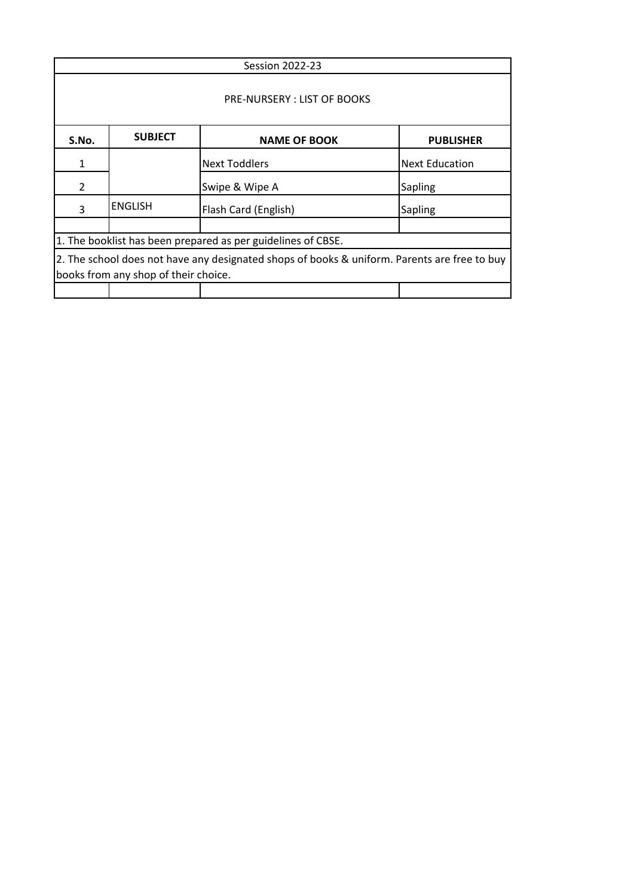Session 2022-23

PRE-NURSERY : LIST OF BOOKS

| S.No. | SUBJECT | NAME OF BOOK | PUBLISHER |
|---|---|---|---|
| 1 | | Next Toddlers | Next Education |
| 2 | | Swipe & Wipe A | Sapling |
| 3 | ENGLISH | Flash Card (English) | Sapling |
| | | | |

1. The booklist has been prepared as per guidelines of CBSE.

2. The school does not have any designated shops of books & uniform. Parents are free to buy books from any shop of their choice.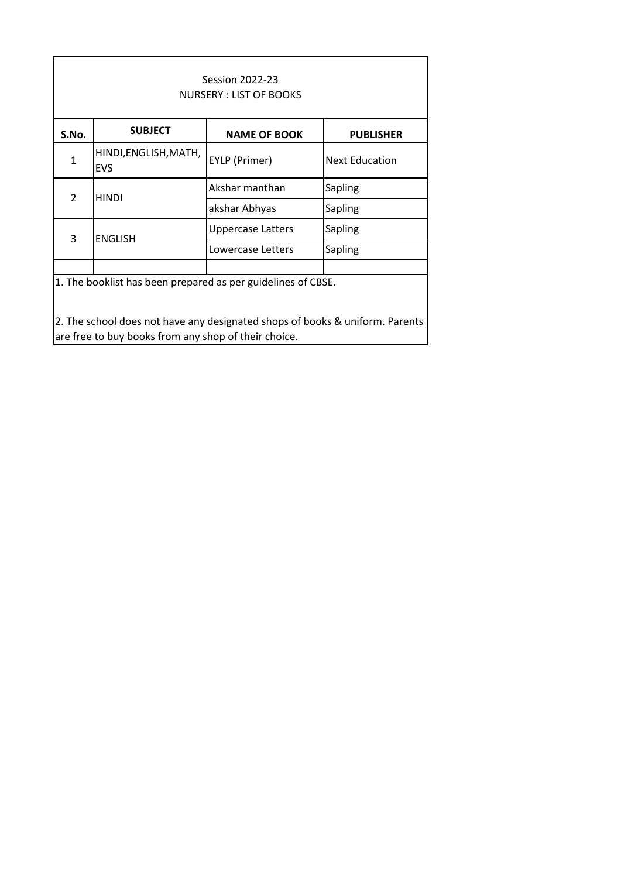Session 2022-23

NURSERY : LIST OF BOOKS

| S.No. | SUBJECT | NAME OF BOOK | PUBLISHER |
|---|---|---|---|
| 1 | HINDI,ENGLISH,MATH, EVS | EYLP (Primer) | Next Education |
| 2 | HINDI | Akshar manthan | Sapling |
| | | akshar Abhyas | Sapling |
| 3 | ENGLISH | Uppercase Latters | Sapling |
| | | Lowercase Letters | Sapling |
| | | | |

1. The booklist has been prepared as per guidelines of CBSE.

2. The school does not have any designated shops of books & uniform. Parents are free to buy books from any shop of their choice.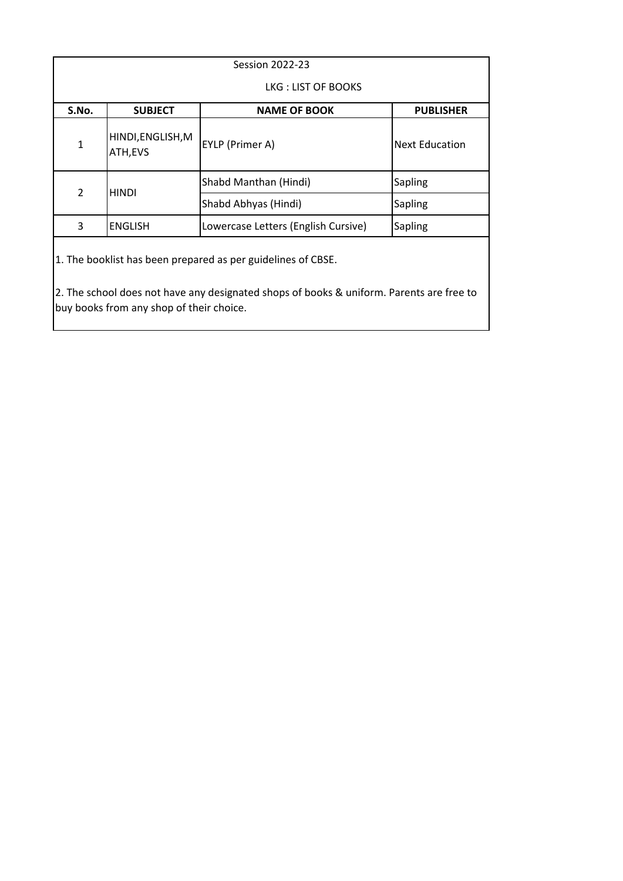Session 2022-23

LKG : LIST OF BOOKS

| S.No. | SUBJECT | NAME OF BOOK | PUBLISHER |
|---|---|---|---|
| 1 | HINDI,ENGLISH,MATH,EVS | EYLP (Primer A) | Next Education |
| 2 | HINDI | Shabd Manthan (Hindi) | Sapling |
| | | Shabd Abhyas (Hindi) | Sapling |
| 3 | ENGLISH | Lowercase Letters (English Cursive) | Sapling |

1. The booklist has been prepared as per guidelines of CBSE.

2. The school does not have any designated shops of books & uniform. Parents are free to buy books from any shop of their choice.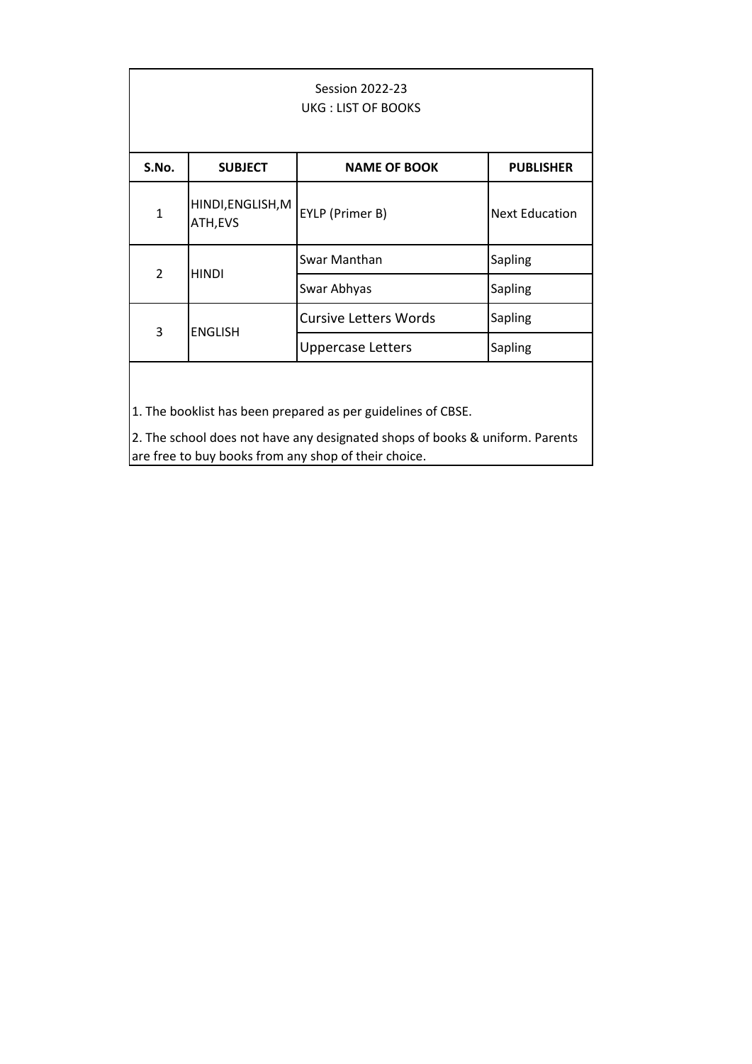Session 2022-23

UKG : LIST OF BOOKS

| S.No. | SUBJECT | NAME OF BOOK | PUBLISHER |
|---|---|---|---|
| 1 | HINDI,ENGLISH,MATH,EVS | EYLP (Primer B) | Next Education |
| 2 | HINDI | Swar Manthan | Sapling |
| | | Swar Abhyas | Sapling |
| 3 | ENGLISH | Cursive Letters Words | Sapling |
| | | Uppercase Letters | Sapling |

1. The booklist has been prepared as per guidelines of CBSE.

2. The school does not have any designated shops of books & uniform. Parents are free to buy books from any shop of their choice.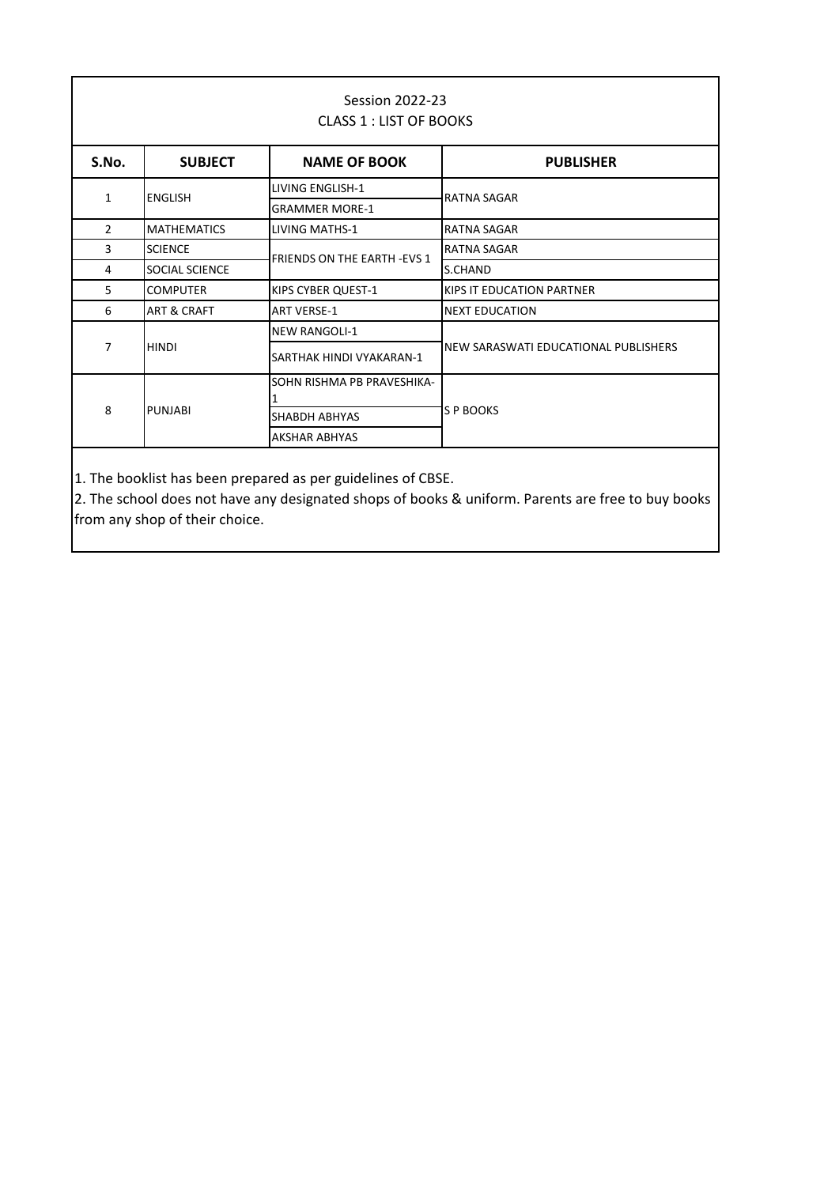Session 2022-23

CLASS 1 : LIST OF BOOKS

| S.No. | SUBJECT | NAME OF BOOK | PUBLISHER |
|---|---|---|---|
| 1 | ENGLISH | LIVING ENGLISH-1 | RATNA SAGAR |
| | | GRAMMER MORE-1 | |
| 2 | MATHEMATICS | LIVING MATHS-1 | RATNA SAGAR |
| 3 | SCIENCE | FRIENDS ON THE EARTH -EVS 1 | RATNA SAGAR |
| 4 | SOCIAL SCIENCE | | S.CHAND |
| 5 | COMPUTER | KIPS CYBER QUEST-1 | KIPS IT EDUCATION PARTNER |
| 6 | ART & CRAFT | ART VERSE-1 | NEXT EDUCATION |
| 7 | HINDI | NEW RANGOLI-1 | NEW SARASWATI EDUCATIONAL PUBLISHERS |
| | | SARTHAK HINDI VYAKARAN-1 | |
| 8 | PUNJABI | SOHN RISHMA PB PRAVESHIKA-1 | S P BOOKS |
| | | SHABDH ABHYAS | |
| | | AKSHAR ABHYAS | |

1. The booklist has been prepared as per guidelines of CBSE.
2. The school does not have any designated shops of books & uniform. Parents are free to buy books from any shop of their choice.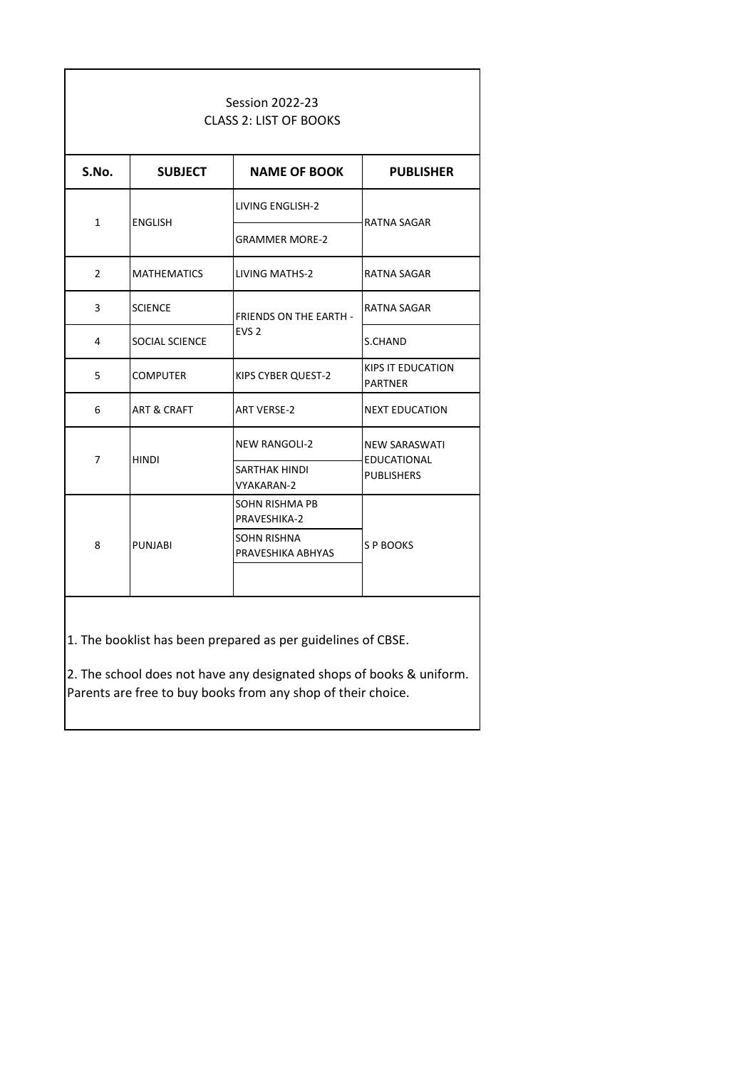Session 2022-23

CLASS 2: LIST OF BOOKS

| S.No. | SUBJECT | NAME OF BOOK | PUBLISHER |
|---|---|---|---|
| 1 | ENGLISH | LIVING ENGLISH-2 | RATNA SAGAR |
| | | GRAMMER MORE-2 | |
| 2 | MATHEMATICS | LIVING MATHS-2 | RATNA SAGAR |
| 3 | SCIENCE | FRIENDS ON THE EARTH - EVS 2 | RATNA SAGAR |
| 4 | SOCIAL SCIENCE | | S.CHAND |
| 5 | COMPUTER | KIPS CYBER QUEST-2 | KIPS IT EDUCATION PARTNER |
| 6 | ART & CRAFT | ART VERSE-2 | NEXT EDUCATION |
| 7 | HINDI | NEW RANGOLI-2 | NEW SARASWATI EDUCATIONAL PUBLISHERS |
| | | SARTHAK HINDI VYAKARAN-2 | |
| 8 | PUNJABI | SOHN RISHMA PB PRAVESHIKA-2 | S P BOOKS |
| | | SOHN RISHNA PRAVESHIKA ABHYAS | |
| | | | |

1. The booklist has been prepared as per guidelines of CBSE.

2. The school does not have any designated shops of books & uniform. Parents are free to buy books from any shop of their choice.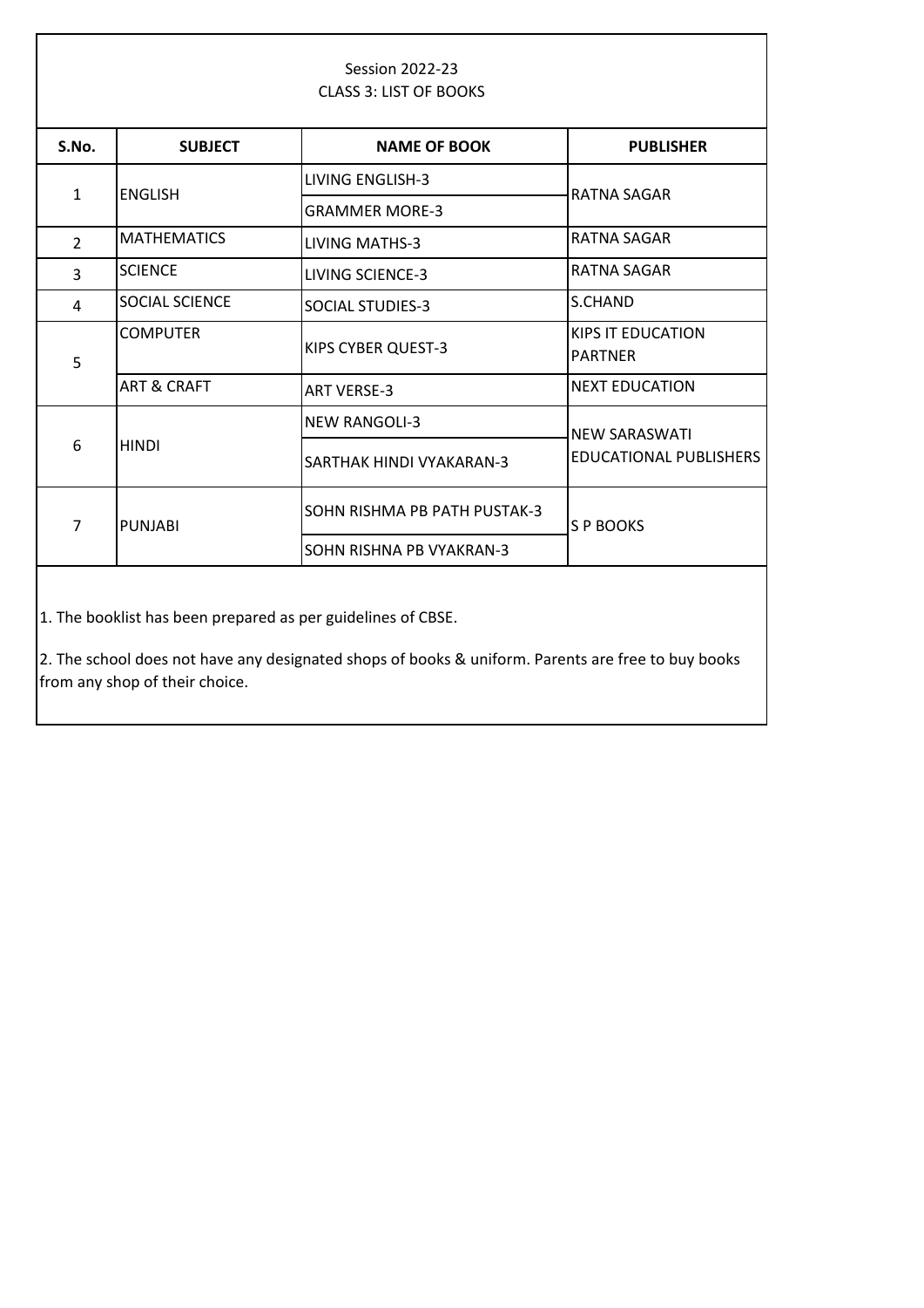Session 2022-23

CLASS 3: LIST OF BOOKS

| S.No. | SUBJECT | NAME OF BOOK | PUBLISHER |
|---|---|---|---|
| 1 | ENGLISH | LIVING ENGLISH-3 | RATNA SAGAR |
| | | GRAMMER MORE-3 | |
| 2 | MATHEMATICS | LIVING MATHS-3 | RATNA SAGAR |
| 3 | SCIENCE | LIVING SCIENCE-3 | RATNA SAGAR |
| 4 | SOCIAL SCIENCE | SOCIAL STUDIES-3 | S.CHAND |
| 5 | COMPUTER | KIPS CYBER QUEST-3 | KIPS IT EDUCATION PARTNER |
| | ART & CRAFT | ART VERSE-3 | NEXT EDUCATION |
| 6 | HINDI | NEW RANGOLI-3 | NEW SARASWATI EDUCATIONAL PUBLISHERS |
| | | SARTHAK HINDI VYAKARAN-3 | |
| 7 | PUNJABI | SOHN RISHMA PB PATH PUSTAK-3 | S P BOOKS |
| | | SOHN RISHNA PB VYAKRAN-3 | |

1. The booklist has been prepared as per guidelines of CBSE.

2. The school does not have any designated shops of books & uniform. Parents are free to buy books from any shop of their choice.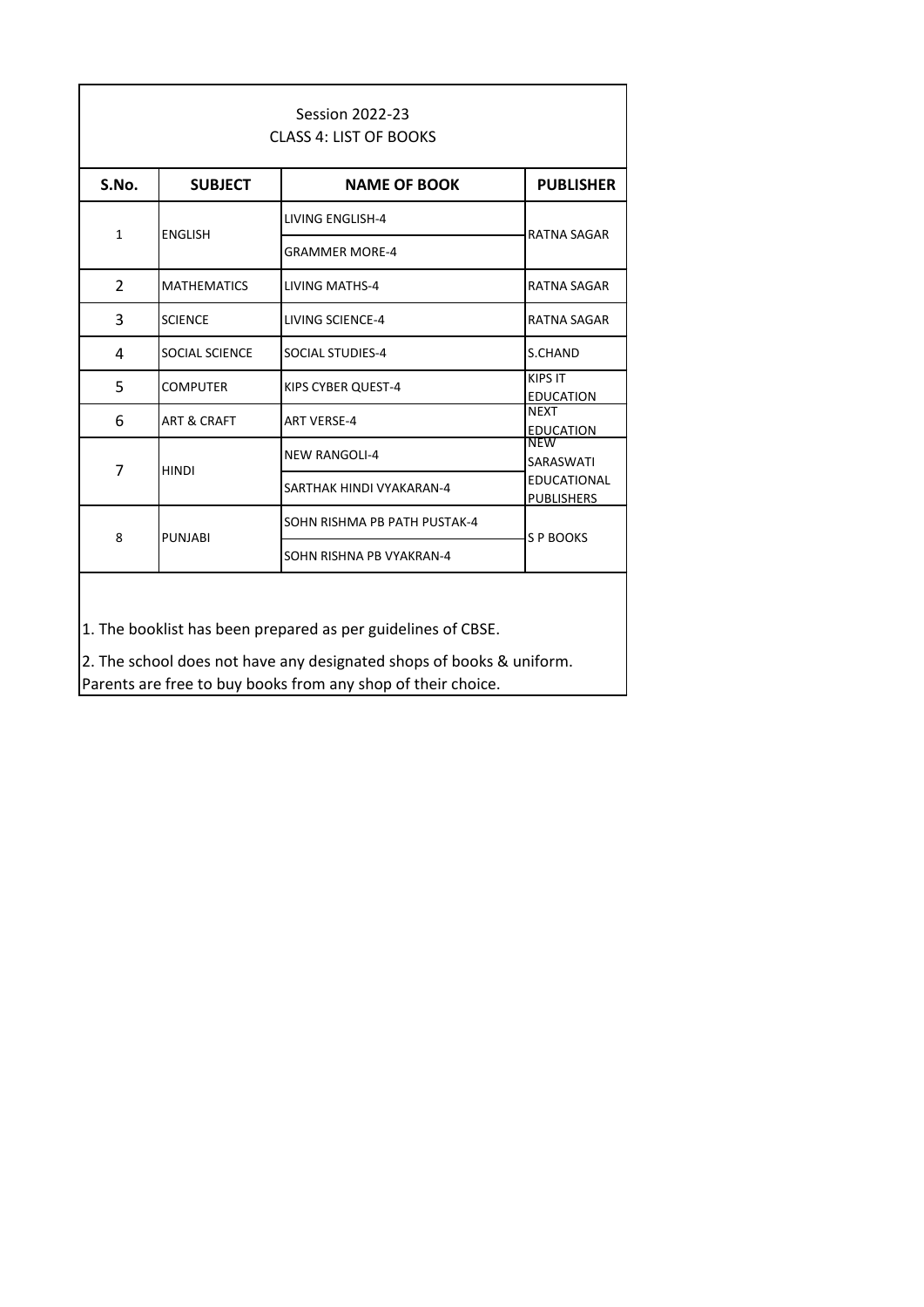Session 2022-23

CLASS 4: LIST OF BOOKS

| S.No. | SUBJECT | NAME OF BOOK | PUBLISHER |
| --- | --- | --- | --- |
| 1 | ENGLISH | LIVING ENGLISH-4 | RATNA SAGAR |
| | | GRAMMER MORE-4 | |
| 2 | MATHEMATICS | LIVING MATHS-4 | RATNA SAGAR |
| 3 | SCIENCE | LIVING SCIENCE-4 | RATNA SAGAR |
| 4 | SOCIAL SCIENCE | SOCIAL STUDIES-4 | S.CHAND |
| 5 | COMPUTER | KIPS CYBER QUEST-4 | KIPS IT EDUCATION |
| 6 | ART & CRAFT | ART VERSE-4 | NEXT EDUCATION |
| 7 | HINDI | NEW RANGOLI-4 | NEW SARASWATI EDUCATIONAL PUBLISHERS |
| | | SARTHAK HINDI VYAKARAN-4 | |
| 8 | PUNJABI | SOHN RISHMA PB PATH PUSTAK-4 | S P BOOKS |
| | | SOHN RISHNA PB VYAKRAN-4 | |

1. The booklist has been prepared as per guidelines of CBSE.

2. The school does not have any designated shops of books & uniform. Parents are free to buy books from any shop of their choice.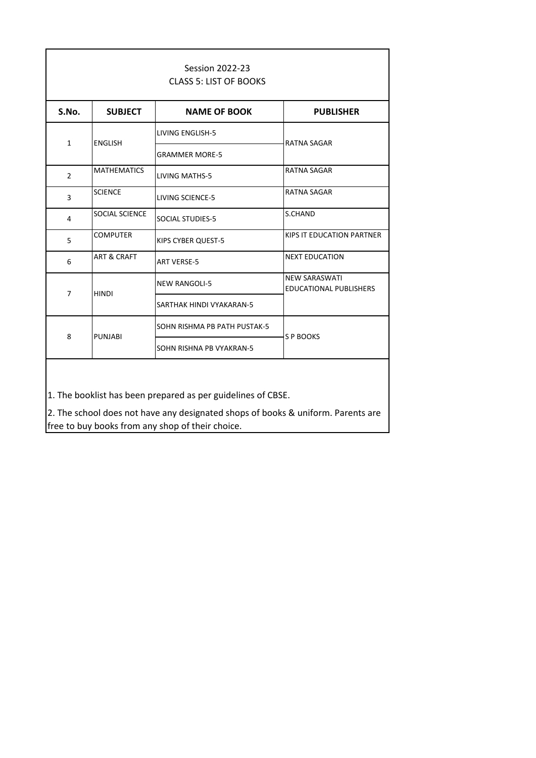Session 2022-23

CLASS 5: LIST OF BOOKS

| S.No. | SUBJECT | NAME OF BOOK | PUBLISHER |
|---|---|---|---|
| 1 | ENGLISH | LIVING ENGLISH-5 | RATNA SAGAR |
| | | GRAMMER MORE-5 | |
| 2 | MATHEMATICS | LIVING MATHS-5 | RATNA SAGAR |
| 3 | SCIENCE | LIVING SCIENCE-5 | RATNA SAGAR |
| 4 | SOCIAL SCIENCE | SOCIAL STUDIES-5 | S.CHAND |
| 5 | COMPUTER | KIPS CYBER QUEST-5 | KIPS IT EDUCATION PARTNER |
| 6 | ART & CRAFT | ART VERSE-5 | NEXT EDUCATION |
| 7 | HINDI | NEW RANGOLI-5 | NEW SARASWATI EDUCATIONAL PUBLISHERS |
| | | SARTHAK HINDI VYAKARAN-5 | |
| 8 | PUNJABI | SOHN RISHMA PB PATH PUSTAK-5 | S P BOOKS |
| | | SOHN RISHNA PB VYAKRAN-5 | |

1. The booklist has been prepared as per guidelines of CBSE.

2. The school does not have any designated shops of books & uniform. Parents are free to buy books from any shop of their choice.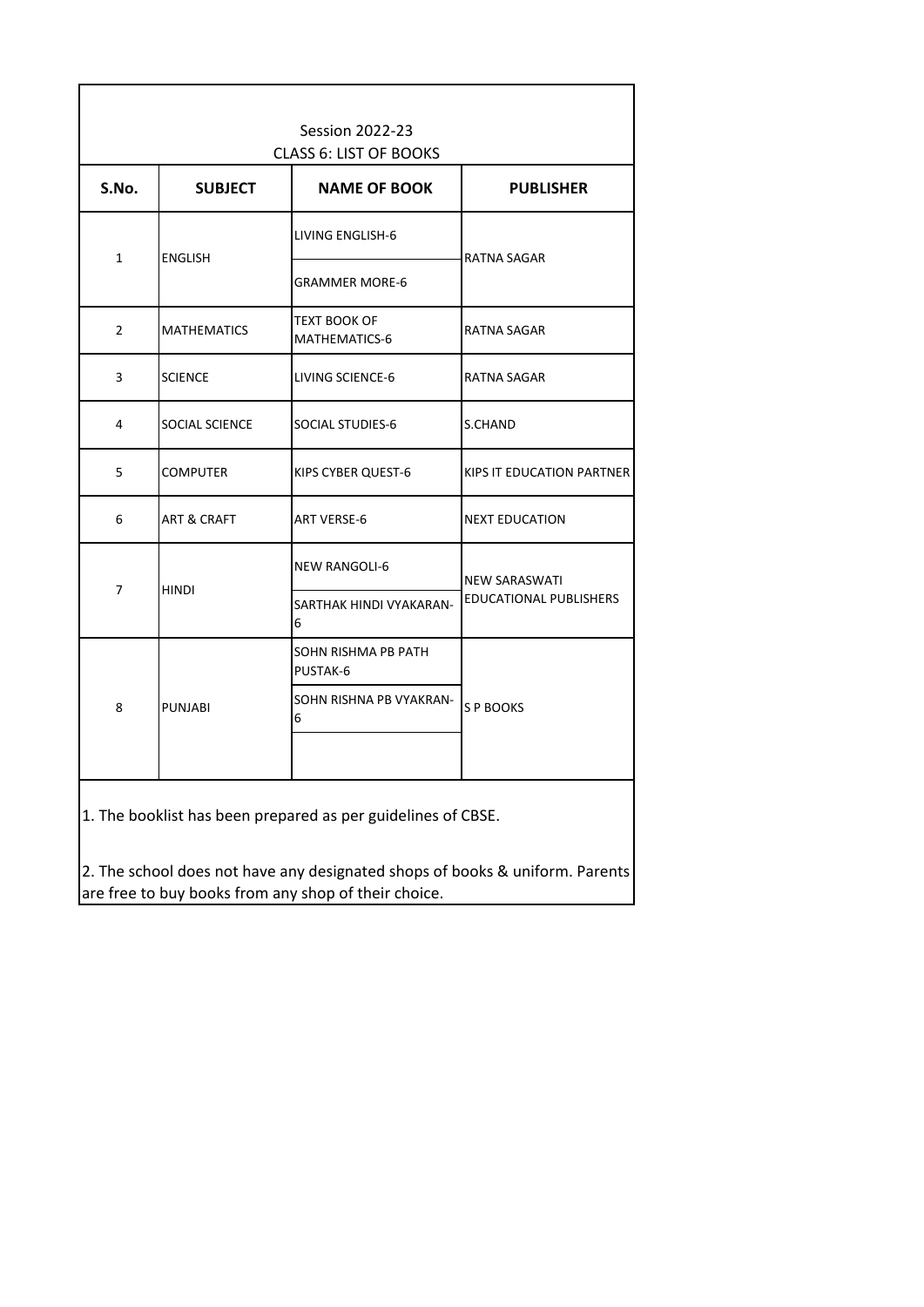Session 2022-23

CLASS 6: LIST OF BOOKS

| S.No. | SUBJECT | NAME OF BOOK | PUBLISHER |
|---|---|---|---|
| 1 | ENGLISH | LIVING ENGLISH-6 | RATNA SAGAR |
| | | GRAMMER MORE-6 | |
| 2 | MATHEMATICS | TEXT BOOK OF MATHEMATICS-6 | RATNA SAGAR |
| 3 | SCIENCE | LIVING SCIENCE-6 | RATNA SAGAR |
| 4 | SOCIAL SCIENCE | SOCIAL STUDIES-6 | S.CHAND |
| 5 | COMPUTER | KIPS CYBER QUEST-6 | KIPS IT EDUCATION PARTNER |
| 6 | ART & CRAFT | ART VERSE-6 | NEXT EDUCATION |
| 7 | HINDI | NEW RANGOLI-6 | NEW SARASWATI EDUCATIONAL PUBLISHERS |
| | | SARTHAK HINDI VYAKARAN-6 | |
| 8 | PUNJABI | SOHN RISHMA PB PATH PUSTAK-6 | S P BOOKS |
| | | SOHN RISHNA PB VYAKRAN-6 | |
| | | | |

1. The booklist has been prepared as per guidelines of CBSE.

2. The school does not have any designated shops of books & uniform. Parents are free to buy books from any shop of their choice.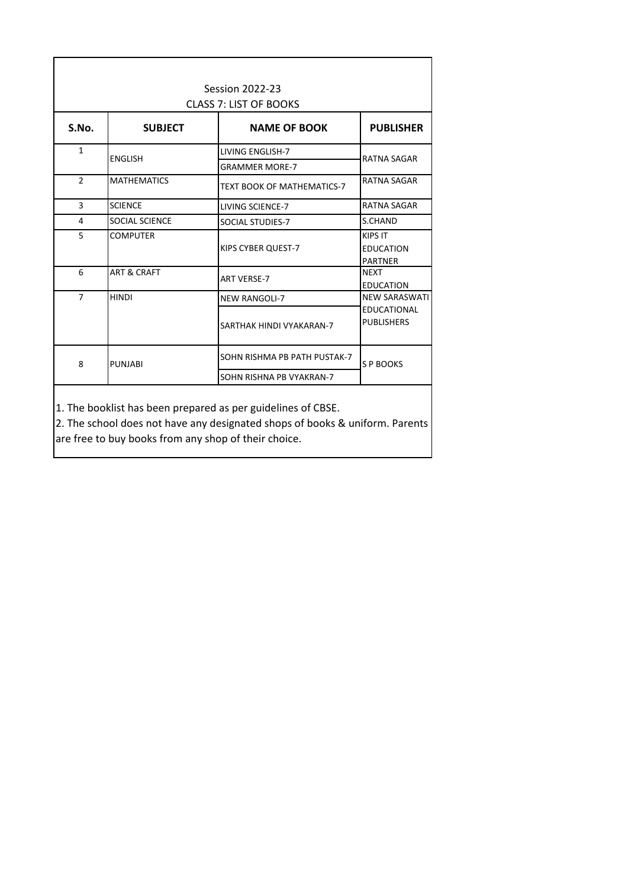Session 2022-23

CLASS 7: LIST OF BOOKS

| S.No. | SUBJECT | NAME OF BOOK | PUBLISHER |
|---|---|---|---|
| 1 | ENGLISH | LIVING ENGLISH-7 | RATNA SAGAR |
| | | GRAMMER MORE-7 | |
| 2 | MATHEMATICS | TEXT BOOK OF MATHEMATICS-7 | RATNA SAGAR |
| 3 | SCIENCE | LIVING SCIENCE-7 | RATNA SAGAR |
| 4 | SOCIAL SCIENCE | SOCIAL STUDIES-7 | S.CHAND |
| 5 | COMPUTER | KIPS CYBER QUEST-7 | KIPS IT EDUCATION PARTNER |
| 6 | ART & CRAFT | ART VERSE-7 | NEXT EDUCATION |
| 7 | HINDI | NEW RANGOLI-7 | NEW SARASWATI EDUCATIONAL PUBLISHERS |
| | | SARTHAK HINDI VYAKARAN-7 | |
| 8 | PUNJABI | SOHN RISHMA PB PATH PUSTAK-7 | S P BOOKS |
| | | SOHN RISHNA PB VYAKRAN-7 | |

1. The booklist has been prepared as per guidelines of CBSE.
2. The school does not have any designated shops of books & uniform. Parents are free to buy books from any shop of their choice.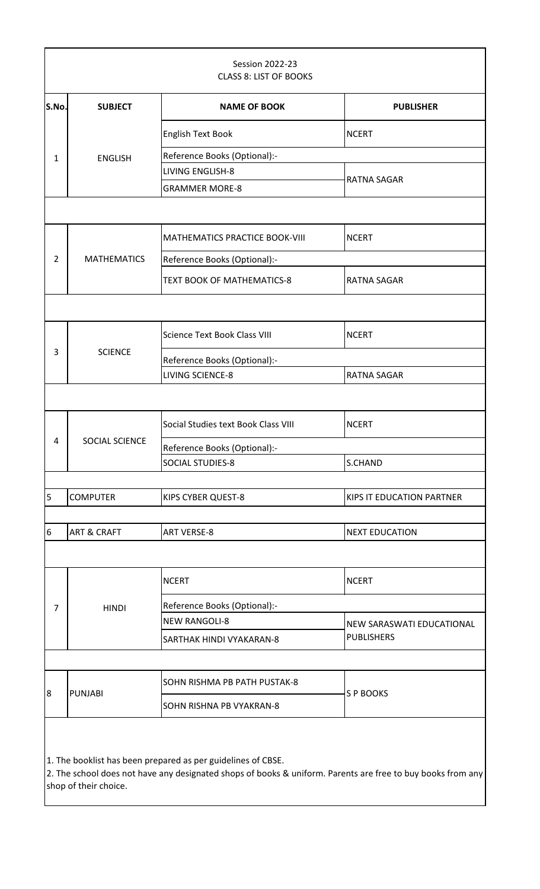Session 2022-23

CLASS 8: LIST OF BOOKS

| S.No. | SUBJECT | NAME OF BOOK | PUBLISHER |
|---|---|---|---|
| 1 | ENGLISH | English Text Book | NCERT |
| | | Reference Books (Optional):- | |
| | | LIVING ENGLISH-8 | RATNA SAGAR |
| | | GRAMMER MORE-8 | |
| 2 | MATHEMATICS | MATHEMATICS PRACTICE BOOK-VIII | NCERT |
| | | Reference Books (Optional):- | |
| | | TEXT BOOK OF MATHEMATICS-8 | RATNA SAGAR |
| 3 | SCIENCE | Science Text Book Class VIII | NCERT |
| | | Reference Books (Optional):- | |
| | | LIVING SCIENCE-8 | RATNA SAGAR |
| 4 | SOCIAL SCIENCE | Social Studies text Book Class VIII | NCERT |
| | | Reference Books (Optional):- | |
| | | SOCIAL STUDIES-8 | S.CHAND |
| 5 | COMPUTER | KIPS CYBER QUEST-8 | KIPS IT EDUCATION PARTNER |
| 6 | ART & CRAFT | ART VERSE-8 | NEXT EDUCATION |
| 7 | HINDI | NCERT | NCERT |
| | | Reference Books (Optional):- | |
| | | NEW RANGOLI-8 | NEW SARASWATI EDUCATIONAL PUBLISHERS |
| | | SARTHAK HINDI VYAKARAN-8 | |
| 8 | PUNJABI | SOHN RISHMA PB PATH PUSTAK-8 | S P BOOKS |
| | | SOHN RISHNA PB VYAKRAN-8 | |

1. The booklist has been prepared as per guidelines of CBSE.
2. The school does not have any designated shops of books & uniform. Parents are free to buy books from any shop of their choice.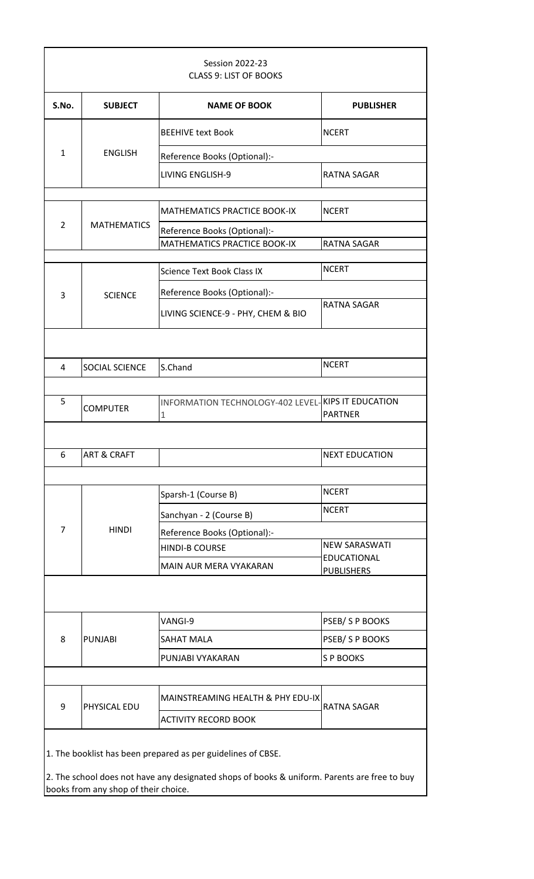Session 2022-23

CLASS 9: LIST OF BOOKS

| S.No. | SUBJECT | NAME OF BOOK | PUBLISHER |
|---|---|---|---|
| 1 | ENGLISH | BEEHIVE text Book | NCERT |
| | | Reference Books (Optional):- | |
| | | LIVING ENGLISH-9 | RATNA SAGAR |
| 2 | MATHEMATICS | MATHEMATICS PRACTICE BOOK-IX | NCERT |
| | | Reference Books (Optional):- | |
| | | MATHEMATICS PRACTICE BOOK-IX | RATNA SAGAR |
| 3 | SCIENCE | Science Text Book Class IX | NCERT |
| | | Reference Books (Optional):- | |
| | | LIVING SCIENCE-9 - PHY, CHEM & BIO | RATNA SAGAR |
| 4 | SOCIAL SCIENCE | S.Chand | NCERT |
| 5 | COMPUTER | INFORMATION TECHNOLOGY-402 LEVEL-1 | KIPS IT EDUCATION PARTNER |
| 6 | ART & CRAFT | | NEXT EDUCATION |
| 7 | HINDI | Sparsh-1 (Course B) | NCERT |
| | | Sanchyan - 2 (Course B) | NCERT |
| | | Reference Books (Optional):- | |
| | | HINDI-B COURSE | NEW SARASWATI EDUCATIONAL PUBLISHERS |
| | | MAIN AUR MERA VYAKARAN | |
| 8 | PUNJABI | VANGI-9 | PSEB/ S P BOOKS |
| | | SAHAT MALA | PSEB/ S P BOOKS |
| | | PUNJABI VYAKARAN | S P BOOKS |
| 9 | PHYSICAL EDU | MAINSTREAMING HEALTH & PHY EDU-IX | RATNA SAGAR |
| | | ACTIVITY RECORD BOOK | |

1. The booklist has been prepared as per guidelines of CBSE.

2. The school does not have any designated shops of books & uniform. Parents are free to buy books from any shop of their choice.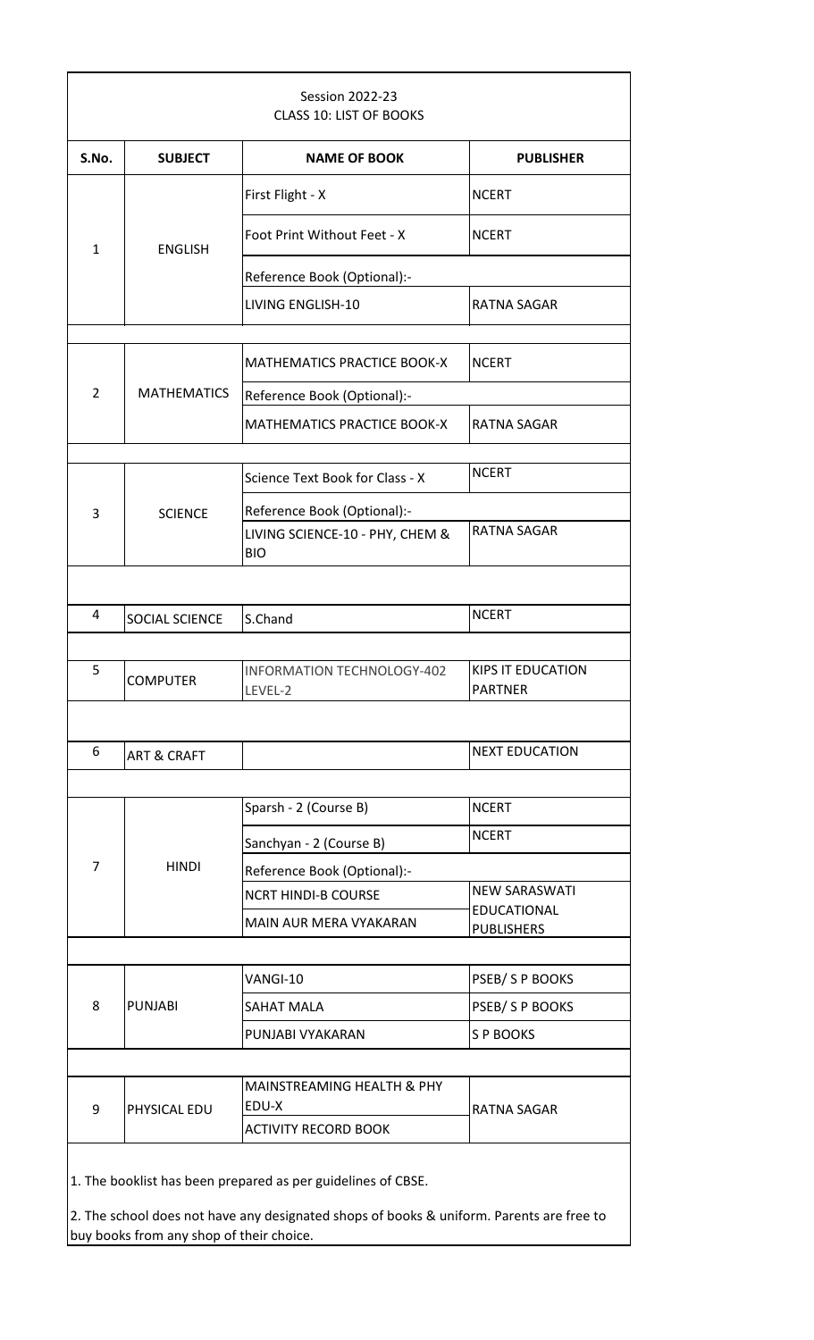Session 2022-23

CLASS 10: LIST OF BOOKS

| S.No. | SUBJECT | NAME OF BOOK | PUBLISHER |
|---|---|---|---|
| 1 | ENGLISH | First Flight - X | NCERT |
| | | Foot Print Without Feet - X | NCERT |
| | | Reference Book (Optional):- | |
| | | LIVING ENGLISH-10 | RATNA SAGAR |
| 2 | MATHEMATICS | MATHEMATICS PRACTICE BOOK-X | NCERT |
| | | Reference Book (Optional):- | |
| | | MATHEMATICS PRACTICE BOOK-X | RATNA SAGAR |
| 3 | SCIENCE | Science Text Book for Class - X | NCERT |
| | | Reference Book (Optional):- | |
| | | LIVING SCIENCE-10 - PHY, CHEM & BIO | RATNA SAGAR |
| 4 | SOCIAL SCIENCE | S.Chand | NCERT |
| 5 | COMPUTER | INFORMATION TECHNOLOGY-402 LEVEL-2 | KIPS IT EDUCATION PARTNER |
| 6 | ART & CRAFT | | NEXT EDUCATION |
| 7 | HINDI | Sparsh - 2 (Course B) | NCERT |
| | | Sanchyan - 2 (Course B) | NCERT |
| | | Reference Book (Optional):- | |
| | | NCRT HINDI-B COURSE | NEW SARASWATI EDUCATIONAL PUBLISHERS |
| | | MAIN AUR MERA VYAKARAN | |
| 8 | PUNJABI | VANGI-10 | PSEB/ S P BOOKS |
| | | SAHAT MALA | PSEB/ S P BOOKS |
| | | PUNJABI VYAKARAN | S P BOOKS |
| 9 | PHYSICAL EDU | MAINSTREAMING HEALTH & PHY EDU-X | RATNA SAGAR |
| | | ACTIVITY RECORD BOOK | |

1. The booklist has been prepared as per guidelines of CBSE.

2. The school does not have any designated shops of books & uniform. Parents are free to buy books from any shop of their choice.